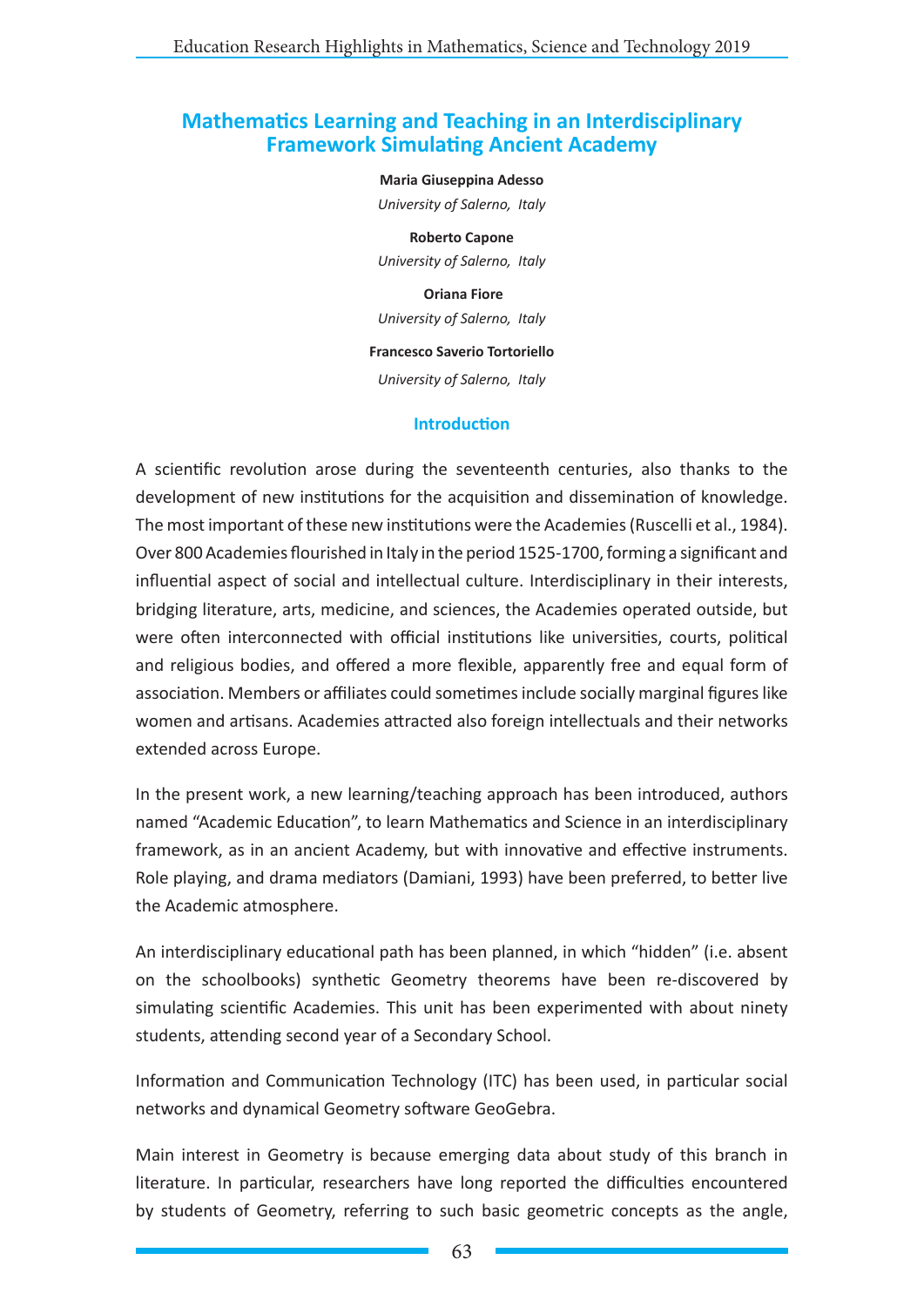# Mathematics Learning and Teaching in an Interdisciplinary Framework Simulating Ancient Academy

**Maria Giuseppina Adesso**

*University of Salerno, Italy*

**Roberto Capone**

*University of Salerno, Italy*

**Oriana Fiore**

*University of Salerno, Italy*

**Francesco Saverio Tortoriello**

*University of Salerno, Italy*

## Introduction

A scientific revolution arose during the seventeenth centuries, also thanks to the development of new institutions for the acquisition and dissemination of knowledge. The most important of these new institutions were the Academies (Ruscelli et al., 1984). Over 800 Academies flourished in Italy in the period 1525-1700, forming a significant and influential aspect of social and intellectual culture. Interdisciplinary in their interests, bridging literature, arts, medicine, and sciences, the Academies operated outside, but were often interconnected with official institutions like universities, courts, political and religious bodies, and offered a more flexible, apparently free and equal form of association. Members or affiliates could sometimes include socially marginal figures like women and artisans. Academies attracted also foreign intellectuals and their networks extended across Europe.

In the present work, a new learning/teaching approach has been introduced, authors named "Academic Education", to learn Mathematics and Science in an interdisciplinary framework, as in an ancient Academy, but with innovative and effective instruments. Role playing, and drama mediators (Damiani, 1993) have been preferred, to better live the Academic atmosphere.

An interdisciplinary educational path has been planned, in which "hidden" (i.e. absent on the schoolbooks) synthetic Geometry theorems have been re-discovered by simulating scientific Academies. This unit has been experimented with about ninety students, attending second year of a Secondary School.

Information and Communication Technology (ITC) has been used, in particular social networks and dynamical Geometry software GeoGebra.

Main interest in Geometry is because emerging data about study of this branch in literature. In particular, researchers have long reported the difficulties encountered by students of Geometry, referring to such basic geometric concepts as the angle,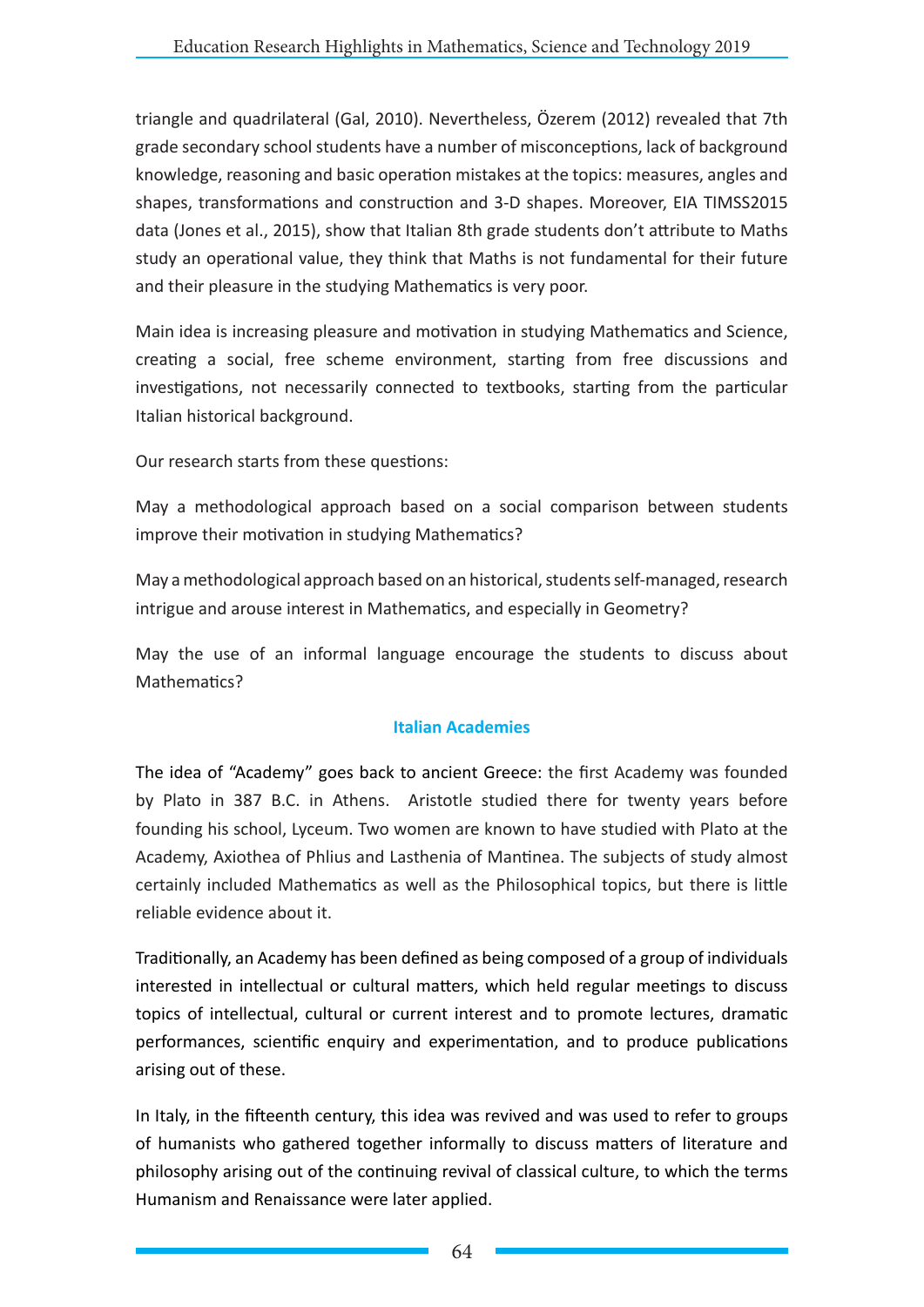triangle and quadrilateral (Gal, 2010). Nevertheless, Özerem (2012) revealed that 7th grade secondary school students have a number of misconceptions, lack of background knowledge, reasoning and basic operation mistakes at the topics: measures, angles and shapes, transformations and construction and 3-D shapes. Moreover, EIA TIMSS2015 data (Jones et al., 2015), show that Italian 8th grade students don't attribute to Maths study an operational value, they think that Maths is not fundamental for their future and their pleasure in the studying Mathematics is very poor.

Main idea is increasing pleasure and motivation in studying Mathematics and Science, creating a social, free scheme environment, starting from free discussions and investigations, not necessarily connected to textbooks, starting from the particular Italian historical background.

Our research starts from these questions:

May a methodological approach based on a social comparison between students improve their motivation in studying Mathematics?

May a methodological approach based on an historical, students self-managed, research intrigue and arouse interest in Mathematics, and especially in Geometry?

May the use of an informal language encourage the students to discuss about Mathematics?

## Italian Academies

The idea of "Academy" goes back to ancient Greece: the first Academy was founded by Plato in 387 B.C. in Athens. Aristotle studied there for twenty years before founding his school, Lyceum. Two women are known to have studied with Plato at the Academy, Axiothea of Phlius and Lasthenia of Mantinea. The subjects of study almost certainly included Mathematics as well as the Philosophical topics, but there is little reliable evidence about it.

Traditionally, an Academy has been defined as being composed of a group of individuals interested in intellectual or cultural matters, which held regular meetings to discuss topics of intellectual, cultural or current interest and to promote lectures, dramatic performances, scientific enquiry and experimentation, and to produce publications arising out of these.

In Italy, in the fifteenth century, this idea was revived and was used to refer to groups of humanists who gathered together informally to discuss matters of literature and philosophy arising out of the continuing revival of classical culture, to which the terms Humanism and Renaissance were later applied.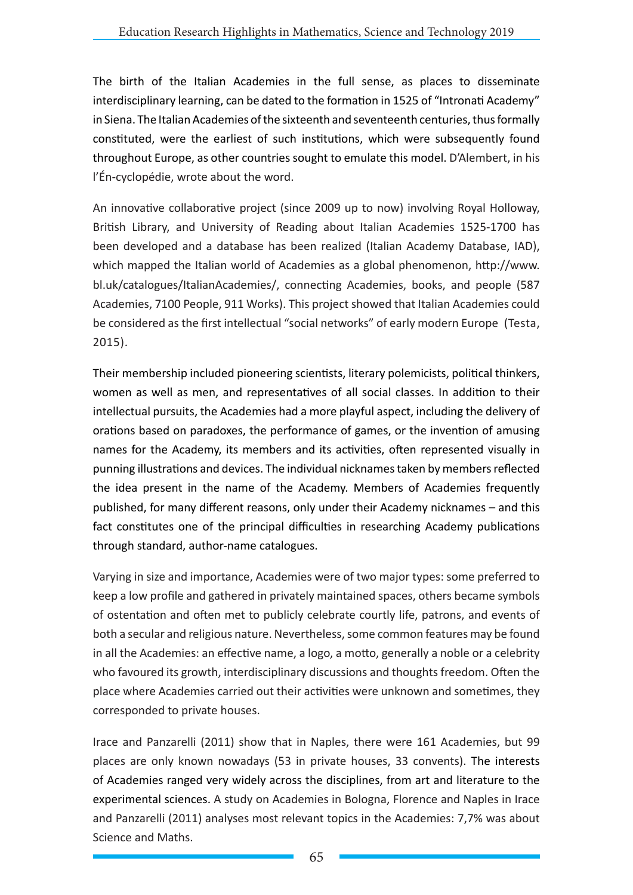The birth of the Italian Academies in the full sense, as places to disseminate interdisciplinary learning, can be dated to the formation in 1525 of "Intronati Academy" in Siena. The Italian Academies of the sixteenth and seventeenth centuries, thus formally constituted, were the earliest of such institutions, which were subsequently found throughout Europe, as other countries sought to emulate this model. D'Alembert, in his l'Én-cyclopédie, wrote about the word.

An innovative collaborative project (since 2009 up to now) involving Royal Holloway, British Library, and University of Reading about Italian Academies 1525-1700 has been developed and a database has been realized (Italian Academy Database, IAD), which mapped the Italian world of Academies as a global phenomenon, http://www.bl.uk/catalogues/ItalianAcademies/, connecting Academies, books, and people (587 Academies, 7100 People, 911 Works). This project showed that Italian Academies could be considered as the first intellectual "social networks" of early modern Europe (Testa, 2015).

Their membership included pioneering scientists, literary polemicists, political thinkers, women as well as men, and representatives of all social classes. In addition to their intellectual pursuits, the Academies had a more playful aspect, including the delivery of orations based on paradoxes, the performance of games, or the invention of amusing names for the Academy, its members and its activities, often represented visually in punning illustrations and devices. The individual nicknames taken by members reflected the idea present in the name of the Academy. Members of Academies frequently published, for many different reasons, only under their Academy nicknames – and this fact constitutes one of the principal difficulties in researching Academy publications through standard, author-name catalogues.

Varying in size and importance, Academies were of two major types: some preferred to keep a low profile and gathered in privately maintained spaces, others became symbols of ostentation and often met to publicly celebrate courtly life, patrons, and events of both a secular and religious nature. Nevertheless, some common features may be found in all the Academies: an effective name, a logo, a motto, generally a noble or a celebrity who favoured its growth, interdisciplinary discussions and thoughts freedom. Often the place where Academies carried out their activities were unknown and sometimes, they corresponded to private houses.

Irace and Panzarelli (2011) show that in Naples, there were 161 Academies, but 99 places are only known nowadays (53 in private houses, 33 convents). The interests of Academies ranged very widely across the disciplines, from art and literature to the experimental sciences. A study on Academies in Bologna, Florence and Naples in Irace and Panzarelli (2011) analyses most relevant topics in the Academies: 7,7% was about Science and Maths.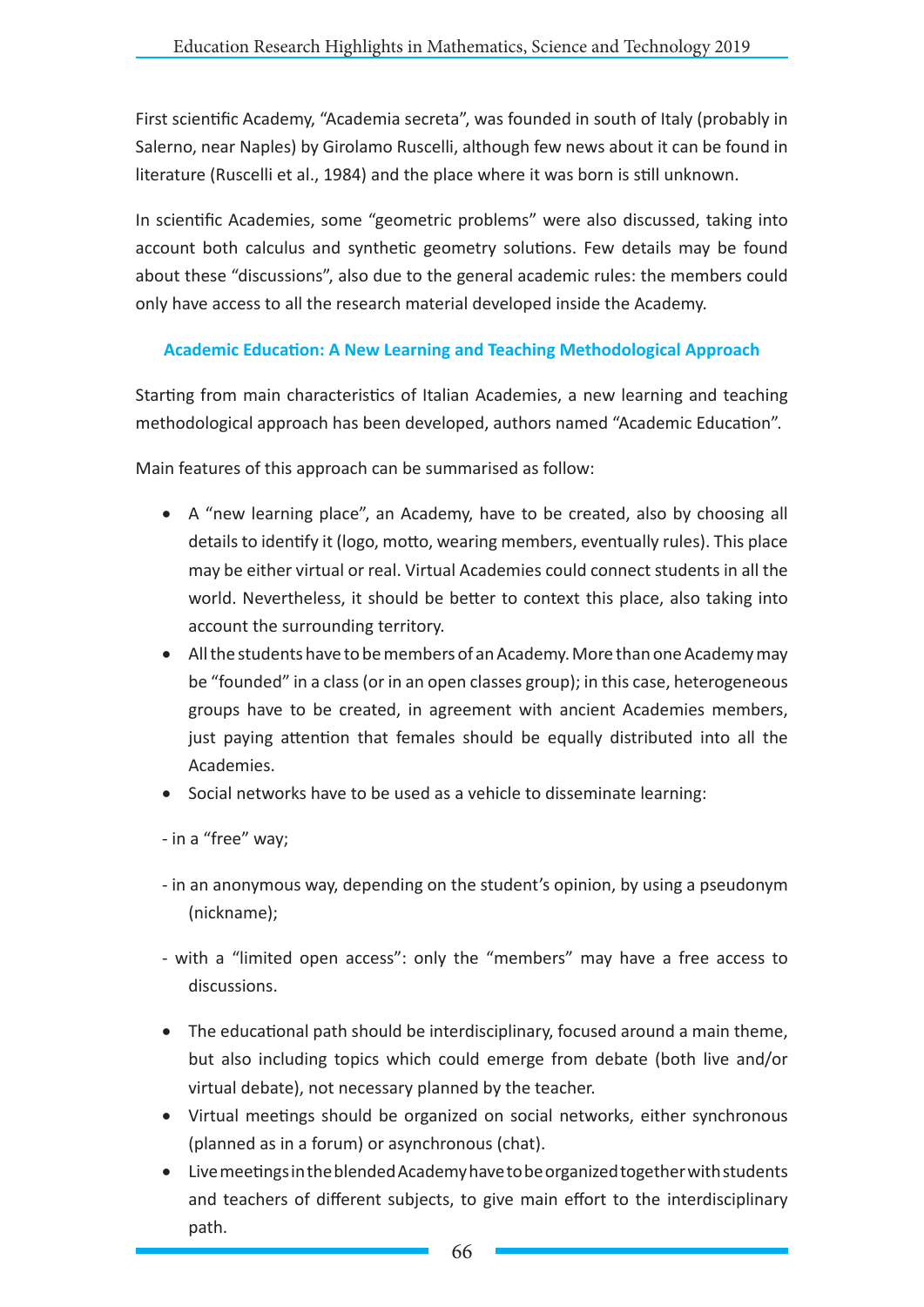First scientific Academy, “Academia secreta”, was founded in south of Italy (probably in Salerno, near Naples) by Girolamo Ruscelli, although few news about it can be found in literature (Ruscelli et al., 1984) and the place where it was born is still unknown.

In scientific Academies, some “geometric problems” were also discussed, taking into account both calculus and synthetic geometry solutions. Few details may be found about these “discussions”, also due to the general academic rules: the members could only have access to all the research material developed inside the Academy.

## Academic Education: A New Learning and Teaching Methodological Approach

Starting from main characteristics of Italian Academies, a new learning and teaching methodological approach has been developed, authors named “Academic Education”.

Main features of this approach can be summarised as follow:

- A “new learning place”, an Academy, have to be created, also by choosing all details to identify it (logo, motto, wearing members, eventually rules). This place may be either virtual or real. Virtual Academies could connect students in all the world. Nevertheless, it should be better to context this place, also taking into account the surrounding territory.
- All the students have to be members of an Academy. More than one Academy may be “founded” in a class (or in an open classes group); in this case, heterogeneous groups have to be created, in agreement with ancient Academies members, just paying attention that females should be equally distributed into all the Academies.
- Social networks have to be used as a vehicle to disseminate learning:

  - in a “free” way;
  - in an anonymous way, depending on the student’s opinion, by using a pseudonym (nickname);
  - with a “limited open access”: only the “members” may have a free access to discussions.

- The educational path should be interdisciplinary, focused around a main theme, but also including topics which could emerge from debate (both live and/or virtual debate), not necessary planned by the teacher.
- Virtual meetings should be organized on social networks, either synchronous (planned as in a forum) or asynchronous (chat).
- Live meetings in the blended Academy have to be organized together with students and teachers of different subjects, to give main effort to the interdisciplinary path.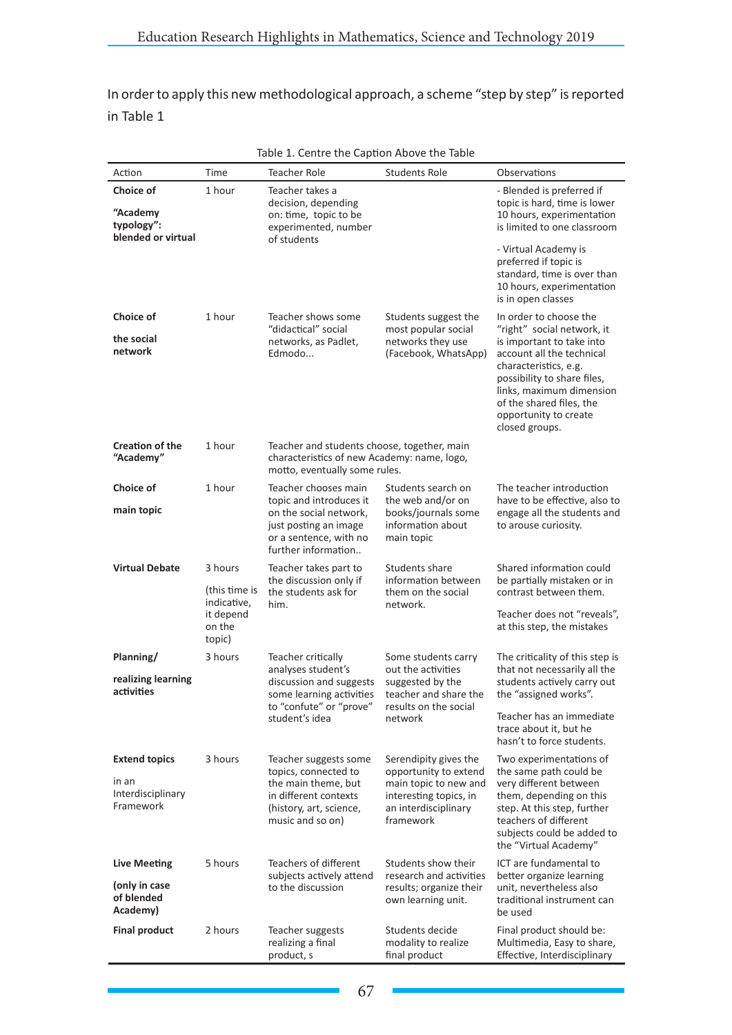In order to apply this new methodological approach, a scheme "step by step" is reported in Table 1

Table 1. Centre the Caption Above the Table

| Action | Time | Teacher Role | Students Role | Observations |
|---|---|---|---|---|
| **Choice of "Academy typology": blended or virtual** | 1 hour | Teacher takes a decision, depending on: time, topic to be experimented, number of students | | - Blended is preferred if topic is hard, time is lower 10 hours, experimentation is limited to one classroom<br>- Virtual Academy is preferred if topic is standard, time is over than 10 hours, experimentation is in open classes |
| **Choice of the social network** | 1 hour | Teacher shows some "didactical" social networks, as Padlet, Edmodo... | Students suggest the most popular social networks they use (Facebook, WhatsApp) | In order to choose the "right" social network, it is important to take into account all the technical characteristics, e.g. possibility to share files, links, maximum dimension of the shared files, the opportunity to create closed groups. |
| **Creation of the "Academy"** | 1 hour | Teacher and students choose, together, main characteristics of new Academy: name, logo, motto, eventually some rules. | | |
| **Choice of main topic** | 1 hour | Teacher chooses main topic and introduces it on the social network, just posting an image or a sentence, with no further information.. | Students search on the web and/or on books/journals some information about main topic | The teacher introduction have to be effective, also to engage all the students and to arouse curiosity. |
| **Virtual Debate** | 3 hours (this time is indicative, it depend on the topic) | Teacher takes part to the discussion only if the students ask for him. | Students share information between them on the social network. | Shared information could be partially mistaken or in contrast between them.<br>Teacher does not "reveals", at this step, the mistakes |
| **Planning/ realizing learning activities** | 3 hours | Teacher critically analyses student's discussion and suggests some learning activities to "confute" or "prove" student's idea | Some students carry out the activities suggested by the teacher and share the results on the social network | The criticality of this step is that not necessarily all the students actively carry out the "assigned works".<br>Teacher has an immediate trace about it, but he hasn't to force students. |
| **Extend topics** in an Interdisciplinary Framework | 3 hours | Teacher suggests some topics, connected to the main theme, but in different contexts (history, art, science, music and so on) | Serendipity gives the opportunity to extend main topic to new and interesting topics, in an interdisciplinary framework | Two experimentations of the same path could be very different between them, depending on this step. At this step, further teachers of different subjects could be added to the "Virtual Academy" |
| **Live Meeting (only in case of blended Academy)** | 5 hours | Teachers of different subjects actively attend to the discussion | Students show their research and activities results; organize their own learning unit. | ICT are fundamental to better organize learning unit, nevertheless also traditional instrument can be used |
| **Final product** | 2 hours | Teacher suggests realizing a final product, s | Students decide modality to realize final product | Final product should be: Multimedia, Easy to share, Effective, Interdisciplinary |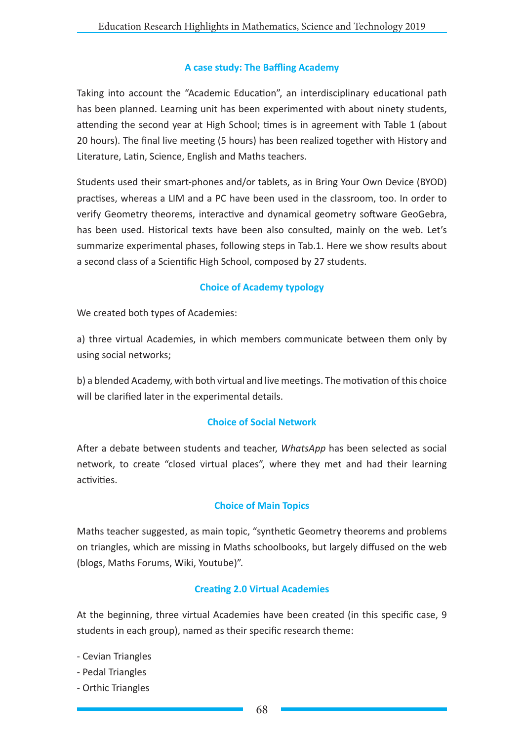### A case study: The Baffling Academy

Taking into account the "Academic Education", an interdisciplinary educational path has been planned. Learning unit has been experimented with about ninety students, attending the second year at High School; times is in agreement with Table 1 (about 20 hours). The final live meeting (5 hours) has been realized together with History and Literature, Latin, Science, English and Maths teachers.

Students used their smart-phones and/or tablets, as in Bring Your Own Device (BYOD) practises, whereas a LIM and a PC have been used in the classroom, too. In order to verify Geometry theorems, interactive and dynamical geometry software GeoGebra, has been used. Historical texts have been also consulted, mainly on the web. Let's summarize experimental phases, following steps in Tab.1. Here we show results about a second class of a Scientific High School, composed by 27 students.

### Choice of Academy typology

We created both types of Academies:

a) three virtual Academies, in which members communicate between them only by using social networks;

b) a blended Academy, with both virtual and live meetings. The motivation of this choice will be clarified later in the experimental details.

### Choice of Social Network

After a debate between students and teacher, *WhatsApp* has been selected as social network, to create "closed virtual places", where they met and had their learning activities.

### Choice of Main Topics

Maths teacher suggested, as main topic, "synthetic Geometry theorems and problems on triangles, which are missing in Maths schoolbooks, but largely diffused on the web (blogs, Maths Forums, Wiki, Youtube)".

### Creating 2.0 Virtual Academies

At the beginning, three virtual Academies have been created (in this specific case, 9 students in each group), named as their specific research theme:

- Cevian Triangles
- Pedal Triangles
- Orthic Triangles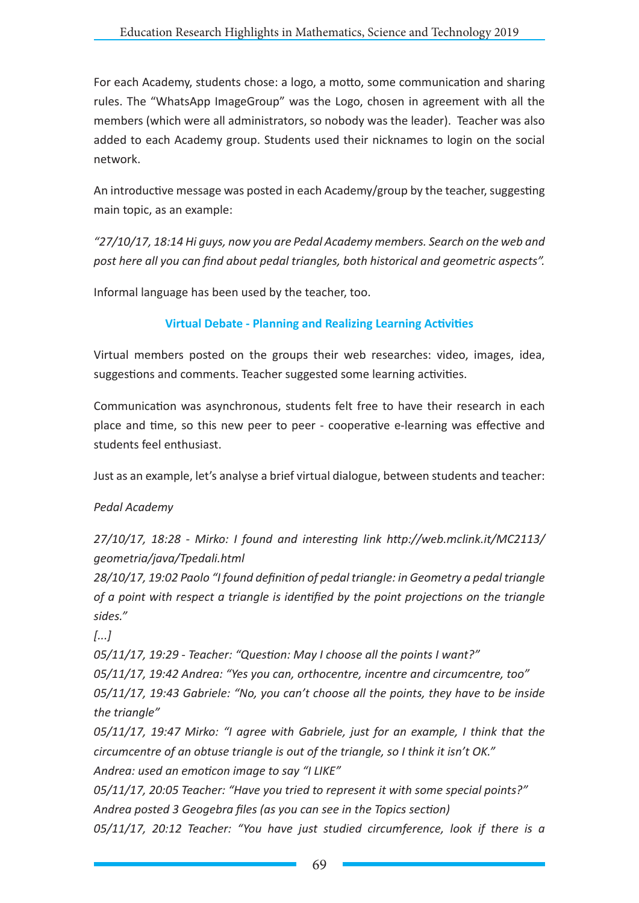For each Academy, students chose: a logo, a motto, some communication and sharing rules. The "WhatsApp ImageGroup" was the Logo, chosen in agreement with all the members (which were all administrators, so nobody was the leader). Teacher was also added to each Academy group. Students used their nicknames to login on the social network.

An introductive message was posted in each Academy/group by the teacher, suggesting main topic, as an example:

*"27/10/17, 18:14 Hi guys, now you are Pedal Academy members. Search on the web and post here all you can find about pedal triangles, both historical and geometric aspects".*

Informal language has been used by the teacher, too.

### Virtual Debate - Planning and Realizing Learning Activities

Virtual members posted on the groups their web researches: video, images, idea, suggestions and comments. Teacher suggested some learning activities.

Communication was asynchronous, students felt free to have their research in each place and time, so this new peer to peer - cooperative e-learning was effective and students feel enthusiast.

Just as an example, let's analyse a brief virtual dialogue, between students and teacher:

*Pedal Academy*

*27/10/17, 18:28 - Mirko: I found and interesting link http://web.mclink.it/MC2113/geometria/java/Tpedali.html*
*28/10/17, 19:02 Paolo "I found definition of pedal triangle: in Geometry a pedal triangle of a point with respect a triangle is identified by the point projections on the triangle sides."*
*[...]*
*05/11/17, 19:29 - Teacher: "Question: May I choose all the points I want?"*
*05/11/17, 19:42 Andrea: "Yes you can, orthocentre, incentre and circumcentre, too"*
*05/11/17, 19:43 Gabriele: "No, you can't choose all the points, they have to be inside the triangle"*
*05/11/17, 19:47 Mirko: "I agree with Gabriele, just for an example, I think that the circumcentre of an obtuse triangle is out of the triangle, so I think it isn't OK."*
*Andrea: used an emoticon image to say "I LIKE"*
*05/11/17, 20:05 Teacher: "Have you tried to represent it with some special points?"*
*Andrea posted 3 Geogebra files (as you can see in the Topics section)*
*05/11/17, 20:12 Teacher: "You have just studied circumference, look if there is a*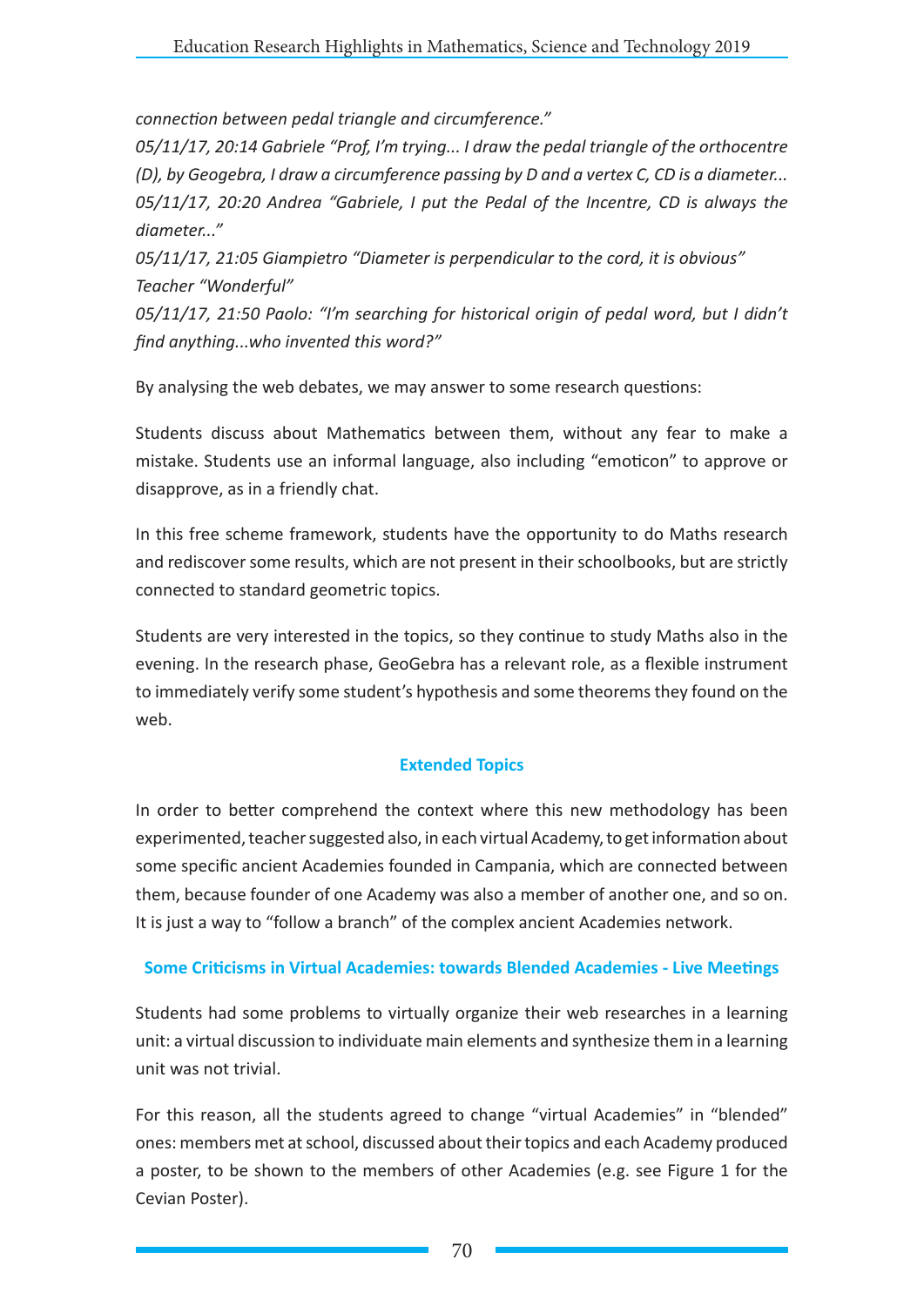*connection between pedal triangle and circumference."*

*05/11/17, 20:14 Gabriele "Prof, I'm trying... I draw the pedal triangle of the orthocentre (D), by Geogebra, I draw a circumference passing by D and a vertex C, CD is a diameter...*

*05/11/17, 20:20 Andrea "Gabriele, I put the Pedal of the Incentre, CD is always the diameter..."*

*05/11/17, 21:05 Giampietro "Diameter is perpendicular to the cord, it is obvious"*

*Teacher "Wonderful"*

*05/11/17, 21:50 Paolo: "I'm searching for historical origin of pedal word, but I didn't find anything...who invented this word?"*

By analysing the web debates, we may answer to some research questions:

Students discuss about Mathematics between them, without any fear to make a mistake. Students use an informal language, also including "emoticon" to approve or disapprove, as in a friendly chat.

In this free scheme framework, students have the opportunity to do Maths research and rediscover some results, which are not present in their schoolbooks, but are strictly connected to standard geometric topics.

Students are very interested in the topics, so they continue to study Maths also in the evening. In the research phase, GeoGebra has a relevant role, as a flexible instrument to immediately verify some student's hypothesis and some theorems they found on the web.

## Extended Topics

In order to better comprehend the context where this new methodology has been experimented, teacher suggested also, in each virtual Academy, to get information about some specific ancient Academies founded in Campania, which are connected between them, because founder of one Academy was also a member of another one, and so on. It is just a way to "follow a branch" of the complex ancient Academies network.

### Some Criticisms in Virtual Academies: towards Blended Academies - Live Meetings

Students had some problems to virtually organize their web researches in a learning unit: a virtual discussion to individuate main elements and synthesize them in a learning unit was not trivial.

For this reason, all the students agreed to change "virtual Academies" in "blended" ones: members met at school, discussed about their topics and each Academy produced a poster, to be shown to the members of other Academies (e.g. see Figure 1 for the Cevian Poster).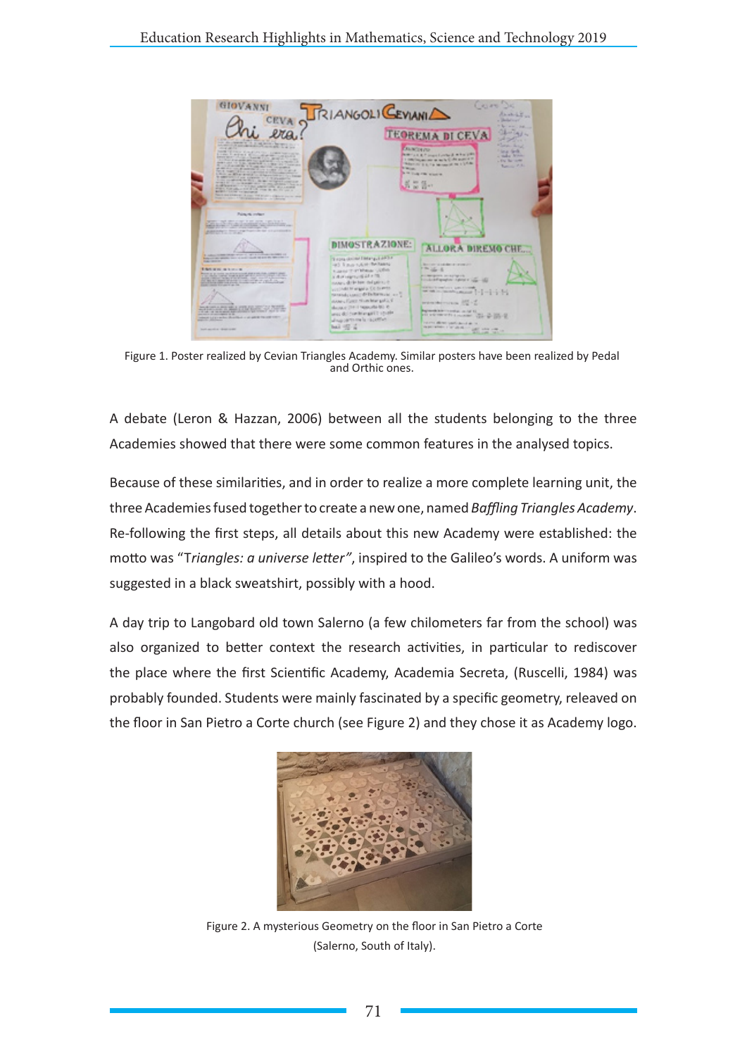Figure 1. Poster realized by Cevian Triangles Academy. Similar posters have been realized by Pedal and Orthic ones.

A debate (Leron & Hazzan, 2006) between all the students belonging to the three Academies showed that there were some common features in the analysed topics.

Because of these similarities, and in order to realize a more complete learning unit, the three Academies fused together to create a new one, named *Baffling Triangles Academy*. Re-following the first steps, all details about this new Academy were established: the motto was "T*riangles: a universe letter"*, inspired to the Galileo's words. A uniform was suggested in a black sweatshirt, possibly with a hood.

A day trip to Langobard old town Salerno (a few chilometers far from the school) was also organized to better context the research activities, in particular to rediscover the place where the first Scientific Academy, Academia Secreta, (Ruscelli, 1984) was probably founded. Students were mainly fascinated by a specific geometry, releaved on the floor in San Pietro a Corte church (see Figure 2) and they chose it as Academy logo.

Figure 2. A mysterious Geometry on the floor in San Pietro a Corte (Salerno, South of Italy).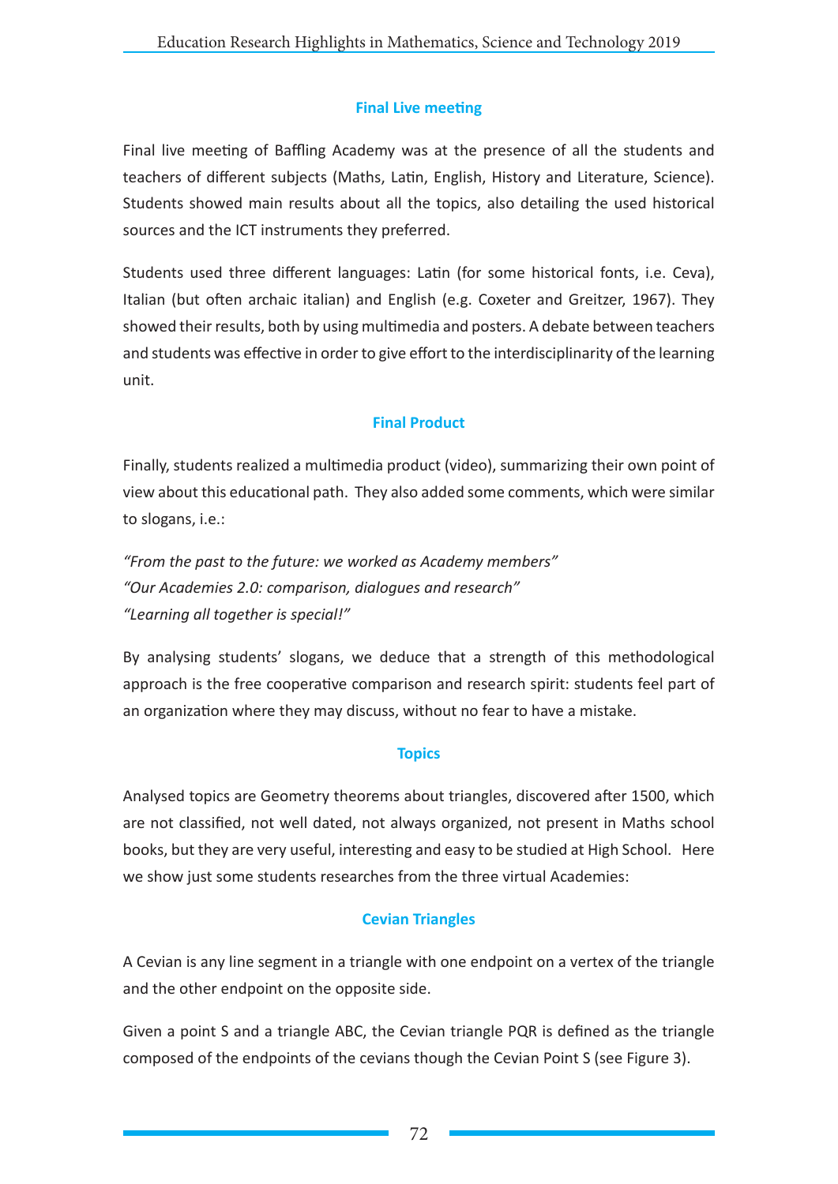### Final Live meeting

Final live meeting of Baffling Academy was at the presence of all the students and teachers of different subjects (Maths, Latin, English, History and Literature, Science). Students showed main results about all the topics, also detailing the used historical sources and the ICT instruments they preferred.

Students used three different languages: Latin (for some historical fonts, i.e. Ceva), Italian (but often archaic italian) and English (e.g. Coxeter and Greitzer, 1967). They showed their results, both by using multimedia and posters. A debate between teachers and students was effective in order to give effort to the interdisciplinarity of the learning unit.

### Final Product

Finally, students realized a multimedia product (video), summarizing their own point of view about this educational path. They also added some comments, which were similar to slogans, i.e.:

*"From the past to the future: we worked as Academy members"*
*"Our Academies 2.0: comparison, dialogues and research"*
*"Learning all together is special!"*

By analysing students' slogans, we deduce that a strength of this methodological approach is the free cooperative comparison and research spirit: students feel part of an organization where they may discuss, without no fear to have a mistake.

### Topics

Analysed topics are Geometry theorems about triangles, discovered after 1500, which are not classified, not well dated, not always organized, not present in Maths school books, but they are very useful, interesting and easy to be studied at High School. Here we show just some students researches from the three virtual Academies:

### Cevian Triangles

A Cevian is any line segment in a triangle with one endpoint on a vertex of the triangle and the other endpoint on the opposite side.

Given a point S and a triangle ABC, the Cevian triangle PQR is defined as the triangle composed of the endpoints of the cevians though the Cevian Point S (see Figure 3).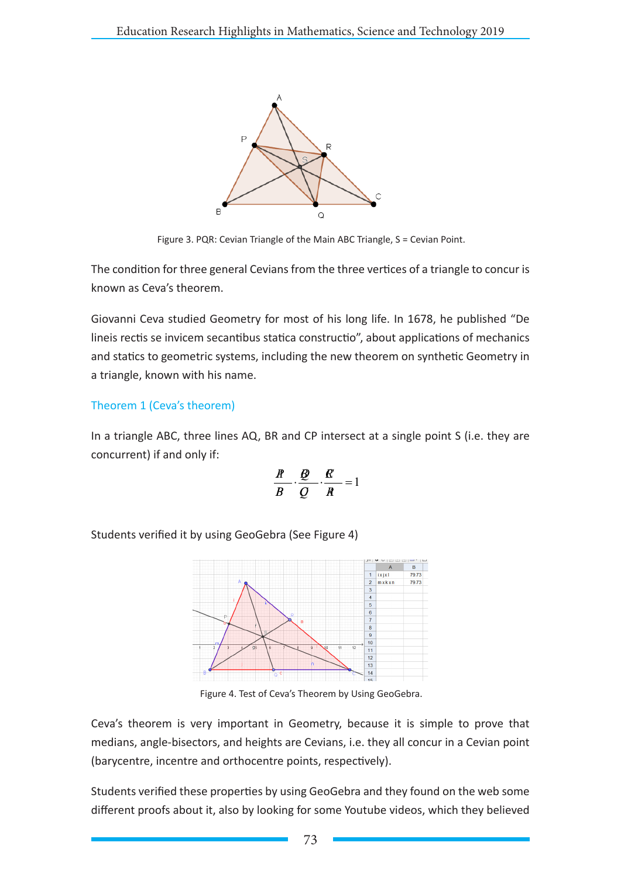Figure 3. PQR: Cevian Triangle of the Main ABC Triangle, S = Cevian Point.

The condition for three general Cevians from the three vertices of a triangle to concur is known as Ceva's theorem.

Giovanni Ceva studied Geometry for most of his long life. In 1678, he published "De lineis rectis se invicem secantibus statica constructio", about applications of mechanics and statics to geometric systems, including the new theorem on synthetic Geometry in a triangle, known with his name.

### Theorem 1 (Ceva's theorem)

In a triangle ABC, three lines AQ, BR and CP intersect at a single point S (i.e. they are concurrent) if and only if:

$$\frac{AP}{PB} \cdot \frac{BQ}{QC} \cdot \frac{CR}{RA} = 1$$

Students verified it by using GeoGebra (See Figure 4)

Figure 4. Test of Ceva's Theorem by Using GeoGebra.

Ceva's theorem is very important in Geometry, because it is simple to prove that medians, angle-bisectors, and heights are Cevians, i.e. they all concur in a Cevian point (barycentre, incentre and orthocentre points, respectively).

Students verified these properties by using GeoGebra and they found on the web some different proofs about it, also by looking for some Youtube videos, which they believed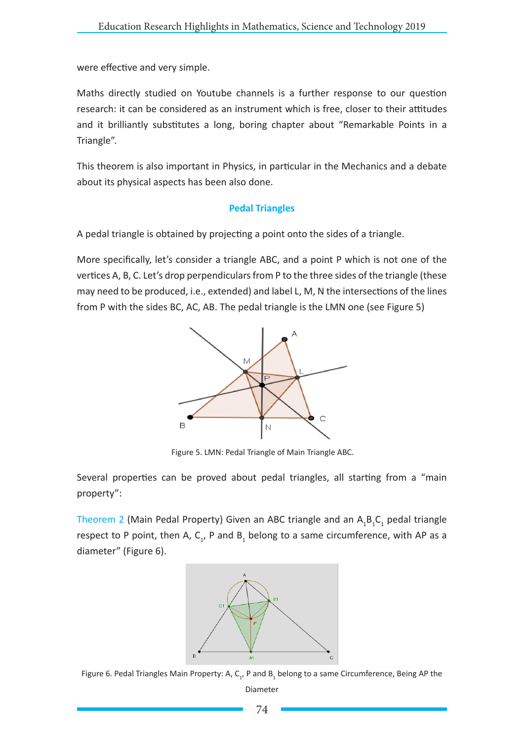were effective and very simple.

Maths directly studied on Youtube channels is a further response to our question research: it can be considered as an instrument which is free, closer to their attitudes and it brilliantly substitutes a long, boring chapter about "Remarkable Points in a Triangle".

This theorem is also important in Physics, in particular in the Mechanics and a debate about its physical aspects has been also done.

## Pedal Triangles

A pedal triangle is obtained by projecting a point onto the sides of a triangle.

More specifically, let's consider a triangle ABC, and a point P which is not one of the vertices A, B, C. Let's drop perpendiculars from P to the three sides of the triangle (these may need to be produced, i.e., extended) and label L, M, N the intersections of the lines from P with the sides BC, AC, AB. The pedal triangle is the LMN one (see Figure 5)

Figure 5. LMN: Pedal Triangle of Main Triangle ABC.

Several properties can be proved about pedal triangles, all starting from a "main property":

Theorem 2 (Main Pedal Property) Given an ABC triangle and an $A_1B_1C_1$ pedal triangle respect to P point, then A, $C_1$, P and $B_1$ belong to a same circumference, with AP as a diameter" (Figure 6).

Figure 6. Pedal Triangles Main Property: A, $C_1$, P and $B_1$ belong to a same Circumference, Being AP the Diameter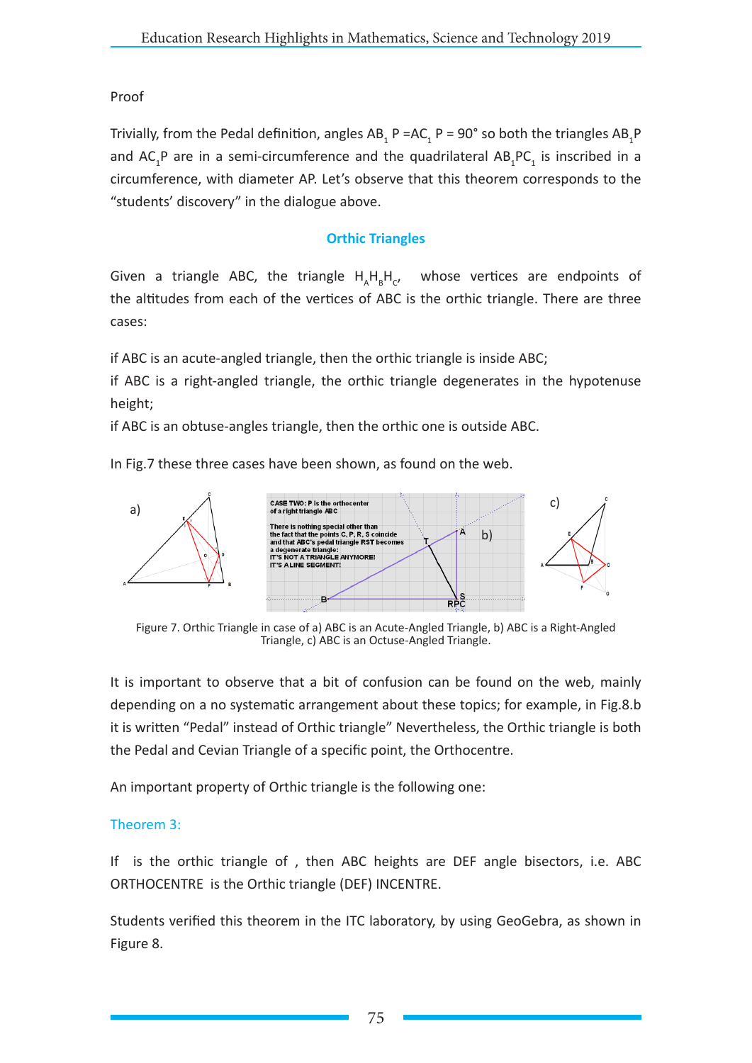Proof

Trivially, from the Pedal definition, angles $AB_1P = AC_1P = 90°$ so both the triangles $AB_1P$ and $AC_1P$ are in a semi-circumference and the quadrilateral $AB_1PC_1$ is inscribed in a circumference, with diameter AP. Let's observe that this theorem corresponds to the "students' discovery" in the dialogue above.

## Orthic Triangles

Given a triangle ABC, the triangle $H_AH_BH_C$, whose vertices are endpoints of the altitudes from each of the vertices of ABC is the orthic triangle. There are three cases:

if ABC is an acute-angled triangle, then the orthic triangle is inside ABC;
if ABC is a right-angled triangle, the orthic triangle degenerates in the hypotenuse height;
if ABC is an obtuse-angles triangle, then the orthic one is outside ABC.

In Fig.7 these three cases have been shown, as found on the web.

Figure 7. Orthic Triangle in case of a) ABC is an Acute-Angled Triangle, b) ABC is a Right-Angled Triangle, c) ABC is an Octuse-Angled Triangle.

It is important to observe that a bit of confusion can be found on the web, mainly depending on a no systematic arrangement about these topics; for example, in Fig.8.b it is written "Pedal" instead of Orthic triangle" Nevertheless, the Orthic triangle is both the Pedal and Cevian Triangle of a specific point, the Orthocentre.

An important property of Orthic triangle is the following one:

### Theorem 3:

If  is the orthic triangle of , then ABC heights are DEF angle bisectors, i.e. ABC ORTHOCENTRE  is the Orthic triangle (DEF) INCENTRE.

Students verified this theorem in the ITC laboratory, by using GeoGebra, as shown in Figure 8.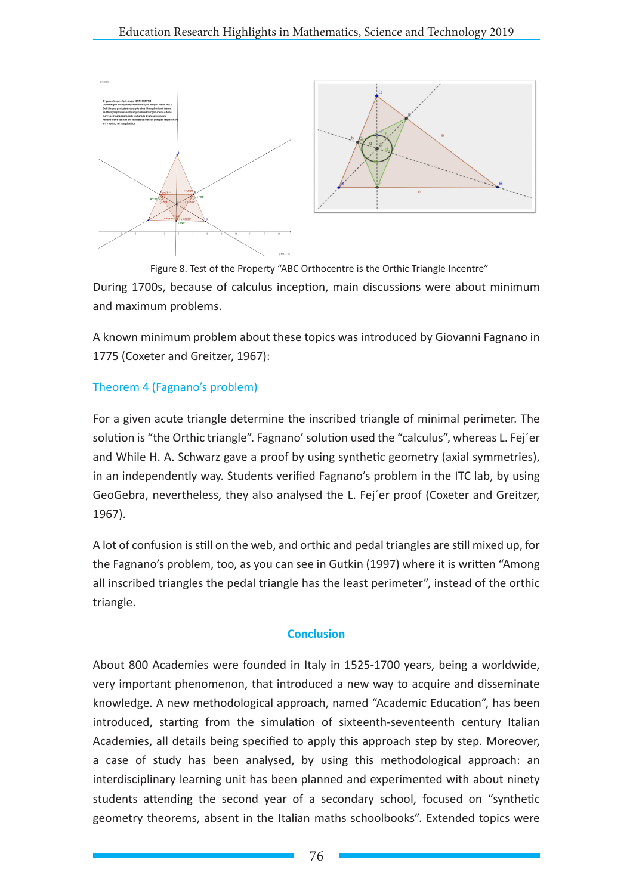Figure 8. Test of the Property "ABC Orthocentre is the Orthic Triangle Incentre"

During 1700s, because of calculus inception, main discussions were about minimum and maximum problems.

A known minimum problem about these topics was introduced by Giovanni Fagnano in 1775 (Coxeter and Greitzer, 1967):

### Theorem 4 (Fagnano's problem)

For a given acute triangle determine the inscribed triangle of minimal perimeter. The solution is "the Orthic triangle". Fagnano' solution used the "calculus", whereas L. Fej´er and While H. A. Schwarz gave a proof by using synthetic geometry (axial symmetries), in an independently way. Students verified Fagnano's problem in the ITC lab, by using GeoGebra, nevertheless, they also analysed the L. Fej´er proof (Coxeter and Greitzer, 1967).

A lot of confusion is still on the web, and orthic and pedal triangles are still mixed up, for the Fagnano's problem, too, as you can see in Gutkin (1997) where it is written "Among all inscribed triangles the pedal triangle has the least perimeter", instead of the orthic triangle.

## Conclusion

About 800 Academies were founded in Italy in 1525-1700 years, being a worldwide, very important phenomenon, that introduced a new way to acquire and disseminate knowledge. A new methodological approach, named "Academic Education", has been introduced, starting from the simulation of sixteenth-seventeenth century Italian Academies, all details being specified to apply this approach step by step. Moreover, a case of study has been analysed, by using this methodological approach: an interdisciplinary learning unit has been planned and experimented with about ninety students attending the second year of a secondary school, focused on "synthetic geometry theorems, absent in the Italian maths schoolbooks". Extended topics were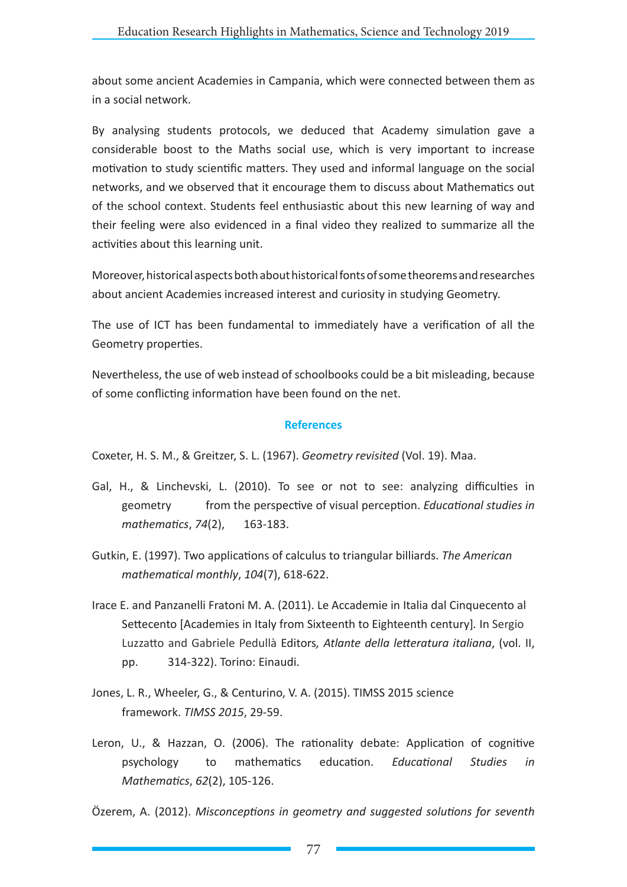about some ancient Academies in Campania, which were connected between them as in a social network.

By analysing students protocols, we deduced that Academy simulation gave a considerable boost to the Maths social use, which is very important to increase motivation to study scientific matters. They used and informal language on the social networks, and we observed that it encourage them to discuss about Mathematics out of the school context. Students feel enthusiastic about this new learning of way and their feeling were also evidenced in a final video they realized to summarize all the activities about this learning unit.

Moreover, historical aspects both about historical fonts of some theorems and researches about ancient Academies increased interest and curiosity in studying Geometry.

The use of ICT has been fundamental to immediately have a verification of all the Geometry properties.

Nevertheless, the use of web instead of schoolbooks could be a bit misleading, because of some conflicting information have been found on the net.

## References

Coxeter, H. S. M., & Greitzer, S. L. (1967). *Geometry revisited* (Vol. 19). Maa.

Gal, H., & Linchevski, L. (2010). To see or not to see: analyzing difficulties in geometry from the perspective of visual perception. *Educational studies in mathematics*, *74*(2), 163-183.

Gutkin, E. (1997). Two applications of calculus to triangular billiards. *The American mathematical monthly*, *104*(7), 618-622.

Irace E. and Panzanelli Fratoni M. A. (2011). Le Accademie in Italia dal Cinquecento al Settecento [Academies in Italy from Sixteenth to Eighteenth century]. In Sergio Luzzatto and Gabriele Pedullà Editors*, Atlante della letteratura italiana*, (vol. II, pp. 314-322). Torino: Einaudi.

Jones, L. R., Wheeler, G., & Centurino, V. A. (2015). TIMSS 2015 science framework. *TIMSS 2015*, 29-59.

Leron, U., & Hazzan, O. (2006). The rationality debate: Application of cognitive psychology to mathematics education. *Educational Studies in Mathematics*, *62*(2), 105-126.

Özerem, A. (2012). *Misconceptions in geometry and suggested solutions for seventh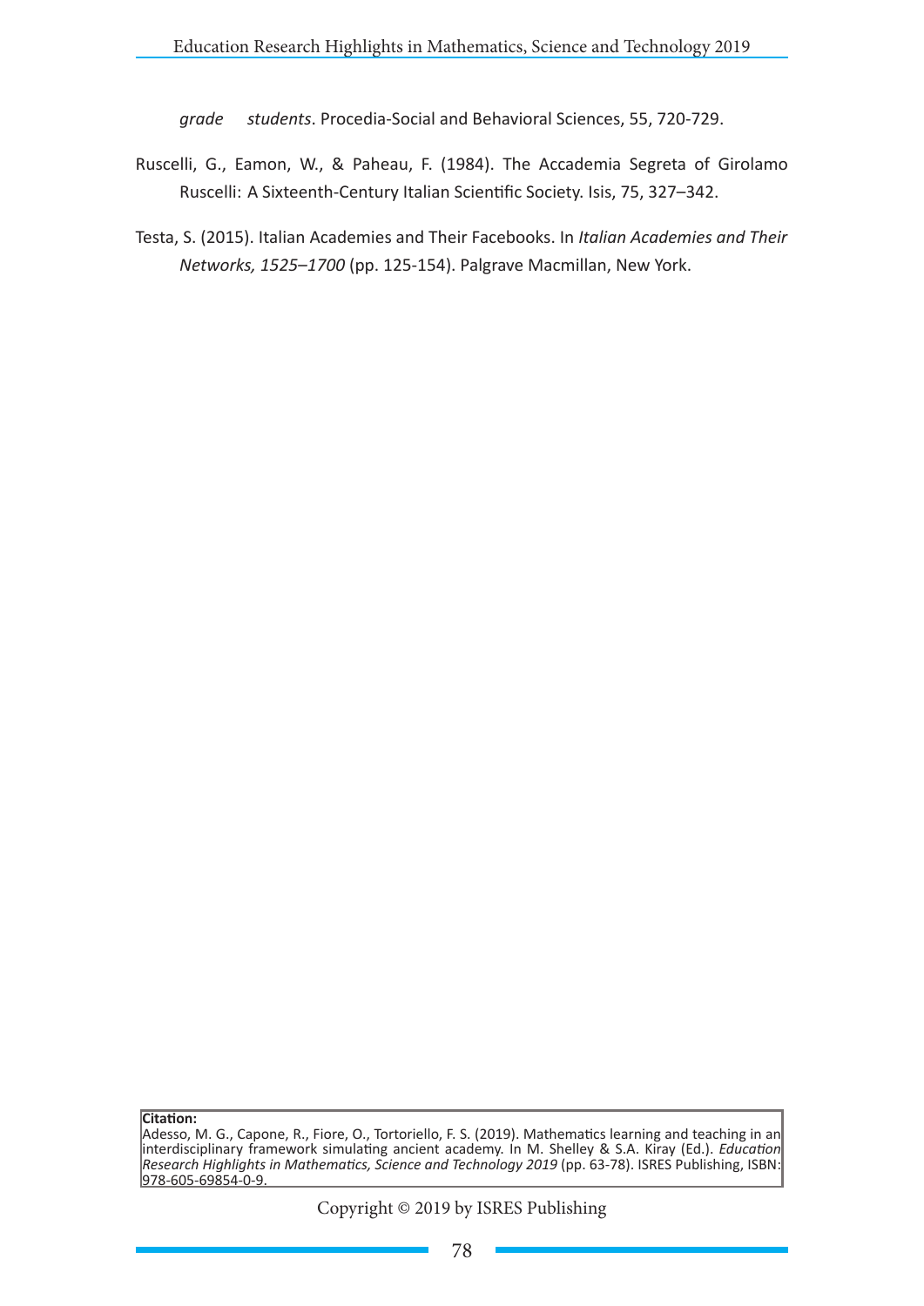*grade students*. Procedia-Social and Behavioral Sciences, 55, 720-729.

Ruscelli, G., Eamon, W., & Paheau, F. (1984). The Accademia Segreta of Girolamo Ruscelli: A Sixteenth-Century Italian Scientific Society. Isis, 75, 327–342.

Testa, S. (2015). Italian Academies and Their Facebooks. In *Italian Academies and Their Networks, 1525–1700* (pp. 125-154). Palgrave Macmillan, New York.

**Citation:**
Adesso, M. G., Capone, R., Fiore, O., Tortoriello, F. S. (2019). Mathematics learning and teaching in an interdisciplinary framework simulating ancient academy. In M. Shelley & S.A. Kiray (Ed.). *Education Research Highlights in Mathematics, Science and Technology 2019* (pp. 63-78). ISRES Publishing, ISBN: 978-605-69854-0-9.

Copyright © 2019 by ISRES Publishing